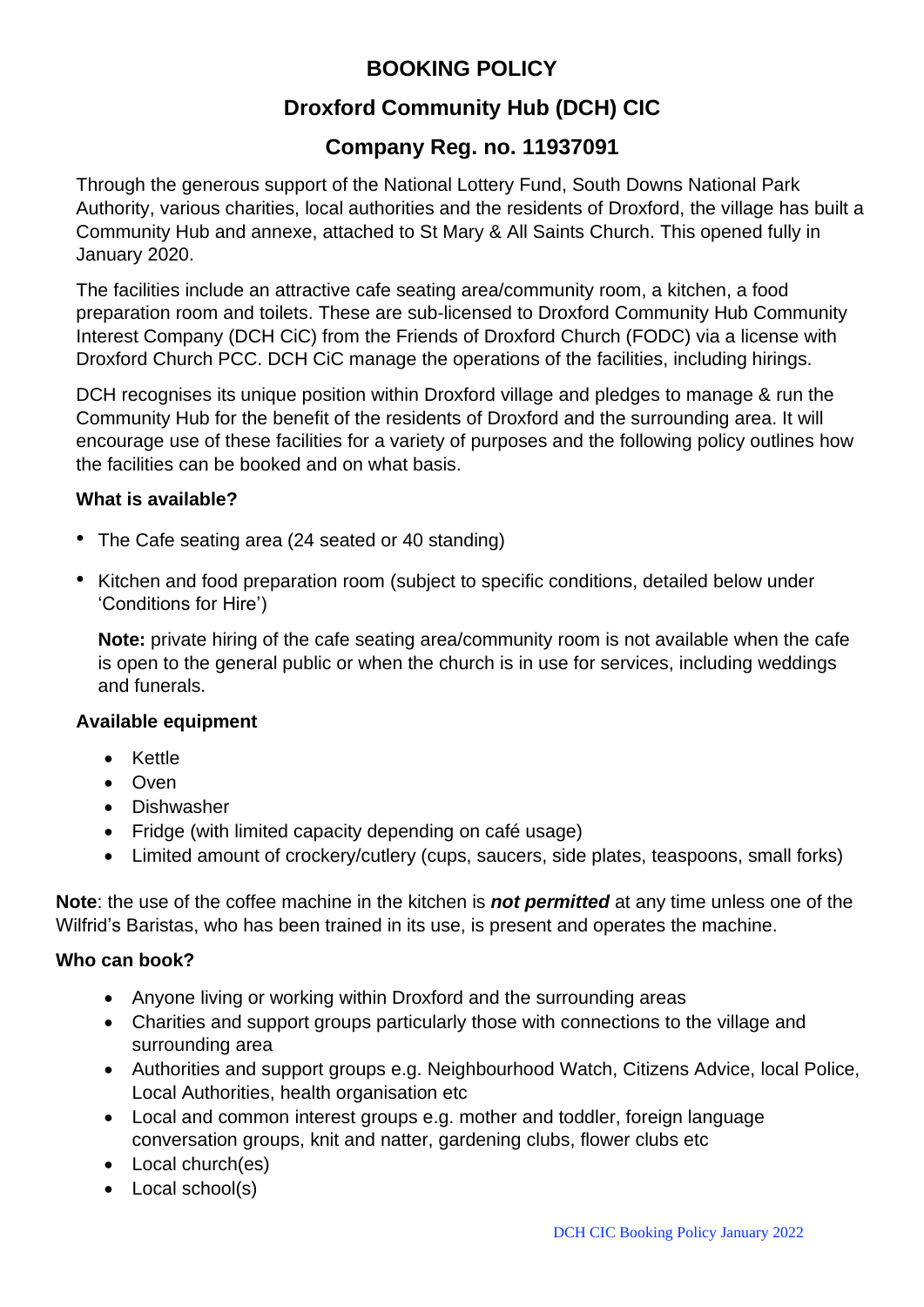# BOOKING POLICY

## Droxford Community Hub (DCH) CIC

## Company Reg. no. 11937091

Through the generous support of the National Lottery Fund, South Downs National Park Authority, various charities, local authorities and the residents of Droxford, the village has built a Community Hub and annexe, attached to St Mary & All Saints Church. This opened fully in January 2020.

The facilities include an attractive cafe seating area/community room, a kitchen, a food preparation room and toilets. These are sub-licensed to Droxford Community Hub Community Interest Company (DCH CiC) from the Friends of Droxford Church (FODC) via a license with Droxford Church PCC. DCH CiC manage the operations of the facilities, including hirings.

DCH recognises its unique position within Droxford village and pledges to manage & run the Community Hub for the benefit of the residents of Droxford and the surrounding area. It will encourage use of these facilities for a variety of purposes and the following policy outlines how the facilities can be booked and on what basis.

**What is available?**

- The Cafe seating area (24 seated or 40 standing)
- Kitchen and food preparation room (subject to specific conditions, detailed below under 'Conditions for Hire')

  **Note:** private hiring of the cafe seating area/community room is not available when the cafe is open to the general public or when the church is in use for services, including weddings and funerals.

**Available equipment**

- Kettle
- Oven
- Dishwasher
- Fridge (with limited capacity depending on café usage)
- Limited amount of crockery/cutlery (cups, saucers, side plates, teaspoons, small forks)

**Note**: the use of the coffee machine in the kitchen is ***not permitted*** at any time unless one of the Wilfrid's Baristas, who has been trained in its use, is present and operates the machine.

**Who can book?**

- Anyone living or working within Droxford and the surrounding areas
- Charities and support groups particularly those with connections to the village and surrounding area
- Authorities and support groups e.g. Neighbourhood Watch, Citizens Advice, local Police, Local Authorities, health organisation etc
- Local and common interest groups e.g. mother and toddler, foreign language conversation groups, knit and natter, gardening clubs, flower clubs etc
- Local church(es)
- Local school(s)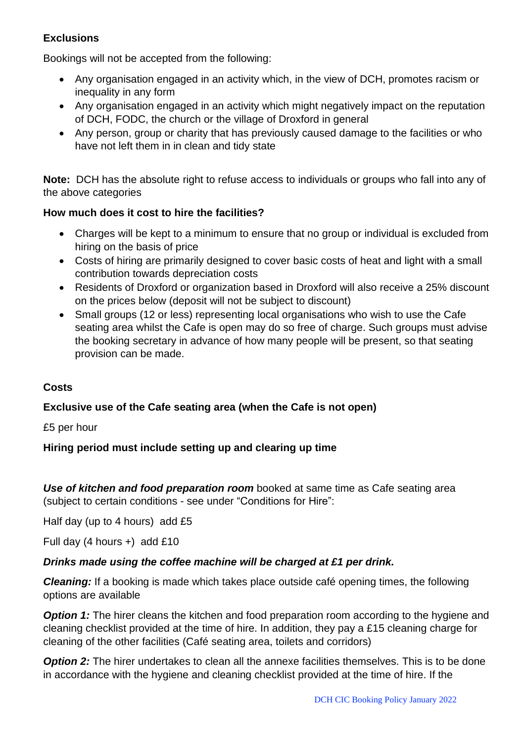**Exclusions**

Bookings will not be accepted from the following:

- Any organisation engaged in an activity which, in the view of DCH, promotes racism or inequality in any form
- Any organisation engaged in an activity which might negatively impact on the reputation of DCH, FODC, the church or the village of Droxford in general
- Any person, group or charity that has previously caused damage to the facilities or who have not left them in in clean and tidy state

**Note:** DCH has the absolute right to refuse access to individuals or groups who fall into any of the above categories

**How much does it cost to hire the facilities?**

- Charges will be kept to a minimum to ensure that no group or individual is excluded from hiring on the basis of price
- Costs of hiring are primarily designed to cover basic costs of heat and light with a small contribution towards depreciation costs
- Residents of Droxford or organization based in Droxford will also receive a 25% discount on the prices below (deposit will not be subject to discount)
- Small groups (12 or less) representing local organisations who wish to use the Cafe seating area whilst the Cafe is open may do so free of charge. Such groups must advise the booking secretary in advance of how many people will be present, so that seating provision can be made.

**Costs**

**Exclusive use of the Cafe seating area (when the Cafe is not open)**

£5 per hour

**Hiring period must include setting up and clearing up time**

***Use of kitchen and food preparation room*** booked at same time as Cafe seating area (subject to certain conditions - see under "Conditions for Hire":

Half day (up to 4 hours) add £5

Full day (4 hours +) add £10

***Drinks made using the coffee machine will be charged at £1 per drink.***

***Cleaning:*** If a booking is made which takes place outside café opening times, the following options are available

***Option 1:*** The hirer cleans the kitchen and food preparation room according to the hygiene and cleaning checklist provided at the time of hire. In addition, they pay a £15 cleaning charge for cleaning of the other facilities (Café seating area, toilets and corridors)

***Option 2:*** The hirer undertakes to clean all the annexe facilities themselves. This is to be done in accordance with the hygiene and cleaning checklist provided at the time of hire. If the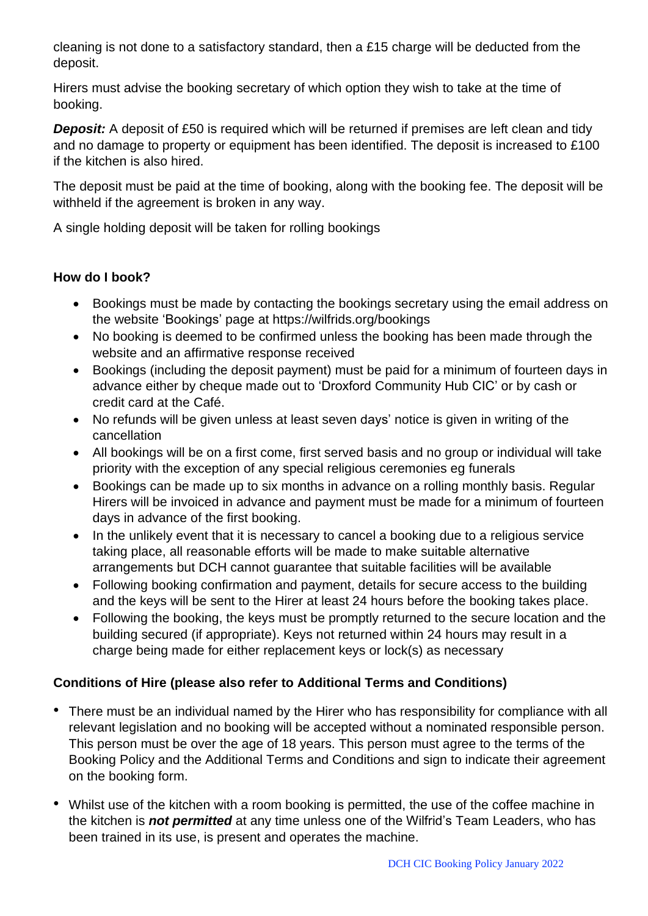cleaning is not done to a satisfactory standard, then a £15 charge will be deducted from the deposit.

Hirers must advise the booking secretary of which option they wish to take at the time of booking.

***Deposit:*** A deposit of £50 is required which will be returned if premises are left clean and tidy and no damage to property or equipment has been identified. The deposit is increased to £100 if the kitchen is also hired.

The deposit must be paid at the time of booking, along with the booking fee. The deposit will be withheld if the agreement is broken in any way.

A single holding deposit will be taken for rolling bookings

**How do I book?**

- Bookings must be made by contacting the bookings secretary using the email address on the website 'Bookings' page at https://wilfrids.org/bookings
- No booking is deemed to be confirmed unless the booking has been made through the website and an affirmative response received
- Bookings (including the deposit payment) must be paid for a minimum of fourteen days in advance either by cheque made out to 'Droxford Community Hub CIC' or by cash or credit card at the Café.
- No refunds will be given unless at least seven days' notice is given in writing of the cancellation
- All bookings will be on a first come, first served basis and no group or individual will take priority with the exception of any special religious ceremonies eg funerals
- Bookings can be made up to six months in advance on a rolling monthly basis. Regular Hirers will be invoiced in advance and payment must be made for a minimum of fourteen days in advance of the first booking.
- In the unlikely event that it is necessary to cancel a booking due to a religious service taking place, all reasonable efforts will be made to make suitable alternative arrangements but DCH cannot guarantee that suitable facilities will be available
- Following booking confirmation and payment, details for secure access to the building and the keys will be sent to the Hirer at least 24 hours before the booking takes place.
- Following the booking, the keys must be promptly returned to the secure location and the building secured (if appropriate). Keys not returned within 24 hours may result in a charge being made for either replacement keys or lock(s) as necessary

**Conditions of Hire (please also refer to Additional Terms and Conditions)**

- There must be an individual named by the Hirer who has responsibility for compliance with all relevant legislation and no booking will be accepted without a nominated responsible person. This person must be over the age of 18 years. This person must agree to the terms of the Booking Policy and the Additional Terms and Conditions and sign to indicate their agreement on the booking form.
- Whilst use of the kitchen with a room booking is permitted, the use of the coffee machine in the kitchen is ***not permitted*** at any time unless one of the Wilfrid's Team Leaders, who has been trained in its use, is present and operates the machine.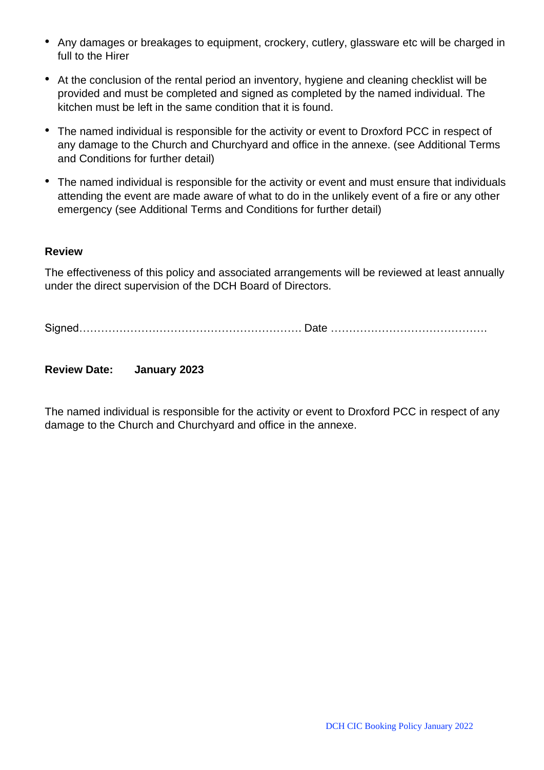- Any damages or breakages to equipment, crockery, cutlery, glassware etc will be charged in full to the Hirer
- At the conclusion of the rental period an inventory, hygiene and cleaning checklist will be provided and must be completed and signed as completed by the named individual. The kitchen must be left in the same condition that it is found.
- The named individual is responsible for the activity or event to Droxford PCC in respect of any damage to the Church and Churchyard and office in the annexe. (see Additional Terms and Conditions for further detail)
- The named individual is responsible for the activity or event and must ensure that individuals attending the event are made aware of what to do in the unlikely event of a fire or any other emergency (see Additional Terms and Conditions for further detail)

**Review**

The effectiveness of this policy and associated arrangements will be reviewed at least annually under the direct supervision of the DCH Board of Directors.

Signed………………………………………………………. Date …………………………………….

**Review Date: January 2023**

The named individual is responsible for the activity or event to Droxford PCC in respect of any damage to the Church and Churchyard and office in the annexe.